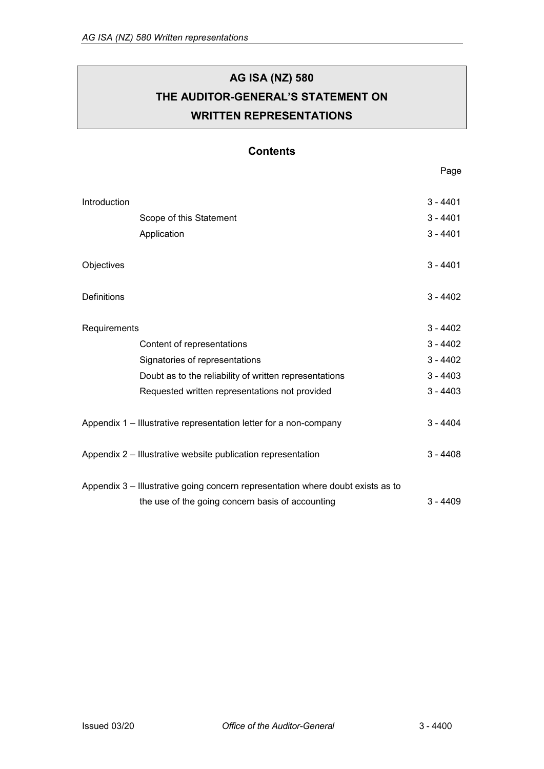# AG ISA (NZ) 580
# THE AUDITOR-GENERAL'S STATEMENT ON WRITTEN REPRESENTATIONS

## Contents

| | Page |
|---|---|
| Introduction | 3 - 4401 |
| Scope of this Statement | 3 - 4401 |
| Application | 3 - 4401 |
| Objectives | 3 - 4401 |
| Definitions | 3 - 4402 |
| Requirements | 3 - 4402 |
| Content of representations | 3 - 4402 |
| Signatories of representations | 3 - 4402 |
| Doubt as to the reliability of written representations | 3 - 4403 |
| Requested written representations not provided | 3 - 4403 |
| Appendix 1 – Illustrative representation letter for a non-company | 3 - 4404 |
| Appendix 2 – Illustrative website publication representation | 3 - 4408 |
| Appendix 3 – Illustrative going concern representation where doubt exists as to the use of the going concern basis of accounting | 3 - 4409 |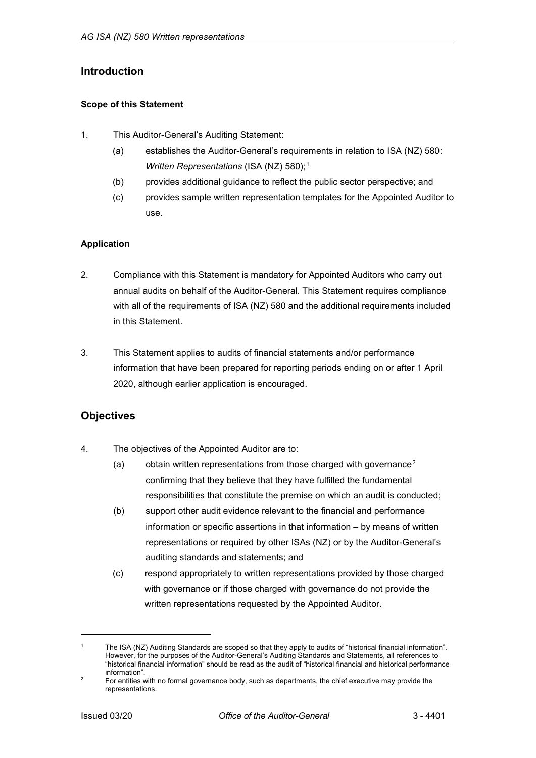## Introduction

### Scope of this Statement

1. This Auditor-General's Auditing Statement:
   (a) establishes the Auditor-General's requirements in relation to ISA (NZ) 580: *Written Representations* (ISA (NZ) 580);[1]
   (b) provides additional guidance to reflect the public sector perspective; and
   (c) provides sample written representation templates for the Appointed Auditor to use.

### Application

2. Compliance with this Statement is mandatory for Appointed Auditors who carry out annual audits on behalf of the Auditor-General. This Statement requires compliance with all of the requirements of ISA (NZ) 580 and the additional requirements included in this Statement.

3. This Statement applies to audits of financial statements and/or performance information that have been prepared for reporting periods ending on or after 1 April 2020, although earlier application is encouraged.

## Objectives

4. The objectives of the Appointed Auditor are to:
   (a) obtain written representations from those charged with governance[2] confirming that they believe that they have fulfilled the fundamental responsibilities that constitute the premise on which an audit is conducted;
   (b) support other audit evidence relevant to the financial and performance information or specific assertions in that information – by means of written representations or required by other ISAs (NZ) or by the Auditor-General's auditing standards and statements; and
   (c) respond appropriately to written representations provided by those charged with governance or if those charged with governance do not provide the written representations requested by the Appointed Auditor.

---

[1] The ISA (NZ) Auditing Standards are scoped so that they apply to audits of "historical financial information". However, for the purposes of the Auditor-General's Auditing Standards and Statements, all references to "historical financial information" should be read as the audit of "historical financial and historical performance information".

[2] For entities with no formal governance body, such as departments, the chief executive may provide the representations.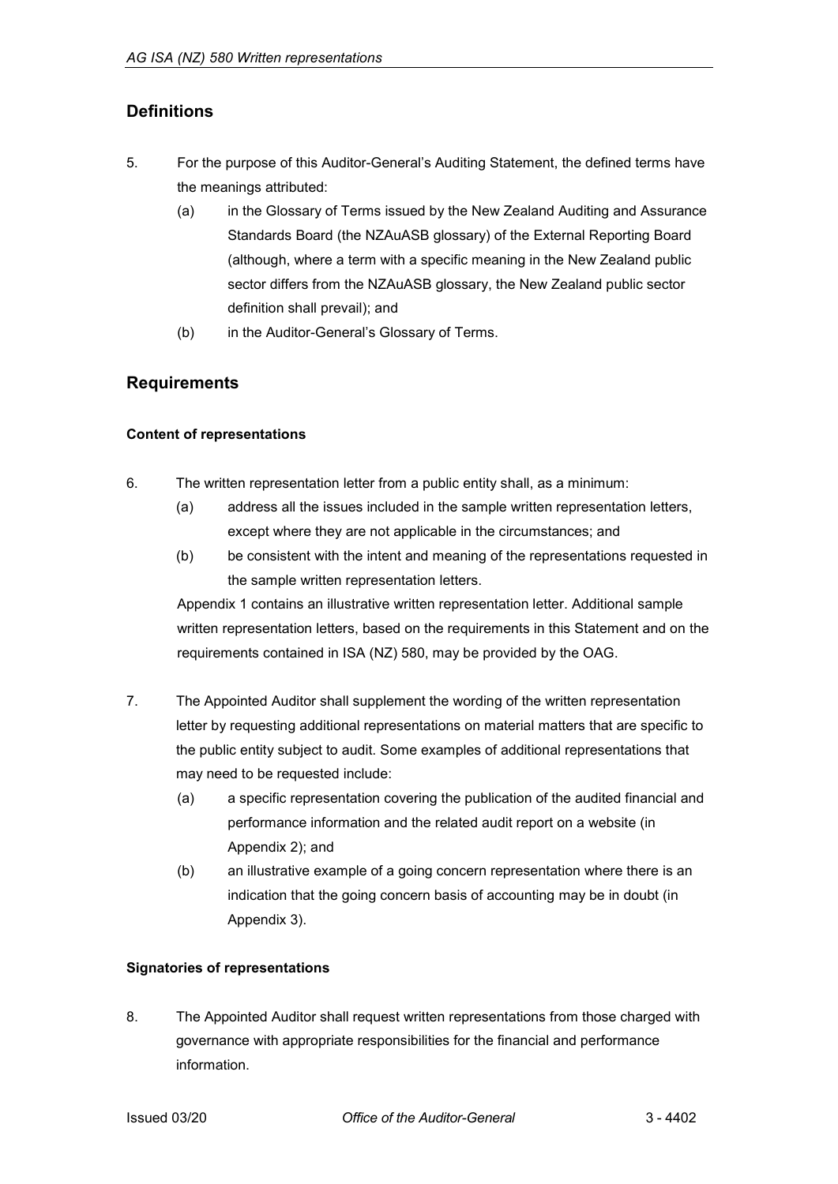## Definitions

5. For the purpose of this Auditor-General's Auditing Statement, the defined terms have the meanings attributed:
   (a) in the Glossary of Terms issued by the New Zealand Auditing and Assurance Standards Board (the NZAuASB glossary) of the External Reporting Board (although, where a term with a specific meaning in the New Zealand public sector differs from the NZAuASB glossary, the New Zealand public sector definition shall prevail); and
   (b) in the Auditor-General's Glossary of Terms.

## Requirements

### Content of representations

6. The written representation letter from a public entity shall, as a minimum:
   (a) address all the issues included in the sample written representation letters, except where they are not applicable in the circumstances; and
   (b) be consistent with the intent and meaning of the representations requested in the sample written representation letters.

   Appendix 1 contains an illustrative written representation letter. Additional sample written representation letters, based on the requirements in this Statement and on the requirements contained in ISA (NZ) 580, may be provided by the OAG.

7. The Appointed Auditor shall supplement the wording of the written representation letter by requesting additional representations on material matters that are specific to the public entity subject to audit. Some examples of additional representations that may need to be requested include:
   (a) a specific representation covering the publication of the audited financial and performance information and the related audit report on a website (in Appendix 2); and
   (b) an illustrative example of a going concern representation where there is an indication that the going concern basis of accounting may be in doubt (in Appendix 3).

### Signatories of representations

8. The Appointed Auditor shall request written representations from those charged with governance with appropriate responsibilities for the financial and performance information.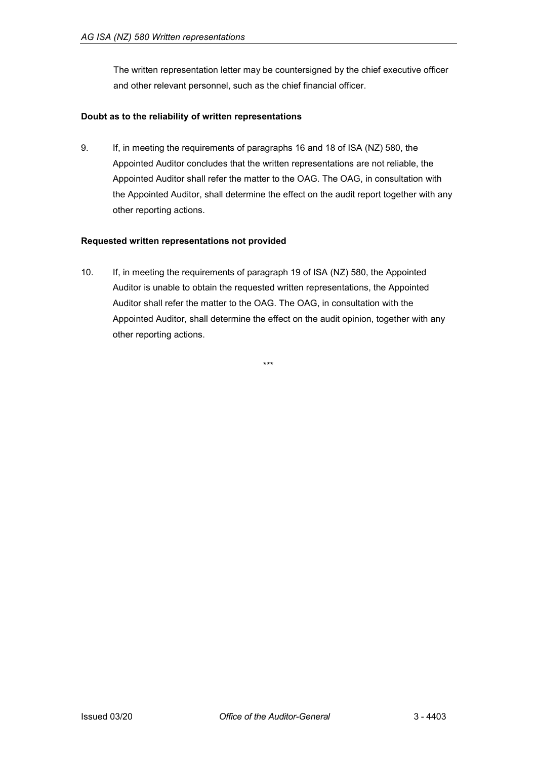The written representation letter may be countersigned by the chief executive officer and other relevant personnel, such as the chief financial officer.

**Doubt as to the reliability of written representations**

9. If, in meeting the requirements of paragraphs 16 and 18 of ISA (NZ) 580, the Appointed Auditor concludes that the written representations are not reliable, the Appointed Auditor shall refer the matter to the OAG. The OAG, in consultation with the Appointed Auditor, shall determine the effect on the audit report together with any other reporting actions.

**Requested written representations not provided**

10. If, in meeting the requirements of paragraph 19 of ISA (NZ) 580, the Appointed Auditor is unable to obtain the requested written representations, the Appointed Auditor shall refer the matter to the OAG. The OAG, in consultation with the Appointed Auditor, shall determine the effect on the audit opinion, together with any other reporting actions.

***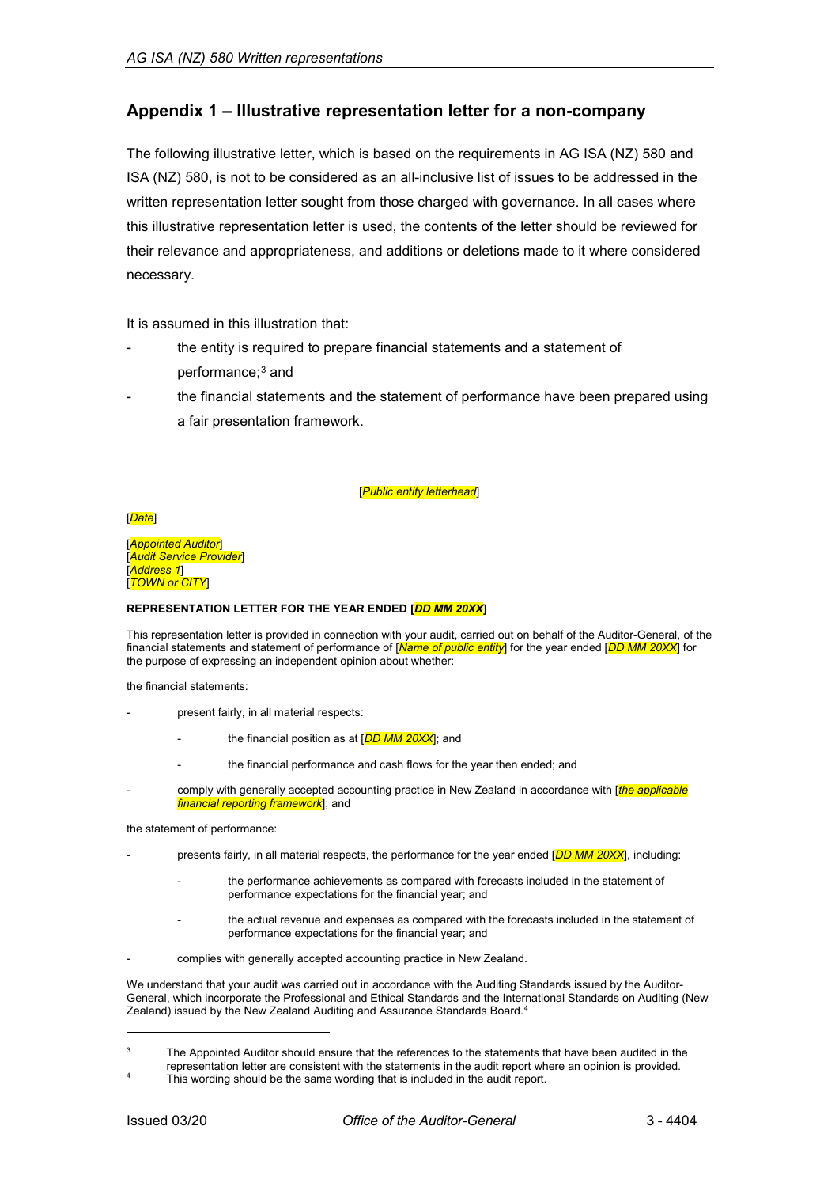## Appendix 1 – Illustrative representation letter for a non-company

The following illustrative letter, which is based on the requirements in AG ISA (NZ) 580 and ISA (NZ) 580, is not to be considered as an all-inclusive list of issues to be addressed in the written representation letter sought from those charged with governance. In all cases where this illustrative representation letter is used, the contents of the letter should be reviewed for their relevance and appropriateness, and additions or deletions made to it where considered necessary.

It is assumed in this illustration that:

- the entity is required to prepare financial statements and a statement of performance;[3] and
- the financial statements and the statement of performance have been prepared using a fair presentation framework.

[*Public entity letterhead*]

[*Date*]

[*Appointed Auditor*]
[*Audit Service Provider*]
[*Address 1*]
[*TOWN or CITY*]

**REPRESENTATION LETTER FOR THE YEAR ENDED [*DD MM 20XX*]**

This representation letter is provided in connection with your audit, carried out on behalf of the Auditor-General, of the financial statements and statement of performance of [*Name of public entity*] for the year ended [*DD MM 20XX*] for the purpose of expressing an independent opinion about whether:

the financial statements:

- present fairly, in all material respects:
  - the financial position as at [*DD MM 20XX*]; and
  - the financial performance and cash flows for the year then ended; and
- comply with generally accepted accounting practice in New Zealand in accordance with [*the applicable financial reporting framework*]; and

the statement of performance:

- presents fairly, in all material respects, the performance for the year ended [*DD MM 20XX*], including:
  - the performance achievements as compared with forecasts included in the statement of performance expectations for the financial year; and
  - the actual revenue and expenses as compared with the forecasts included in the statement of performance expectations for the financial year; and
- complies with generally accepted accounting practice in New Zealand.

We understand that your audit was carried out in accordance with the Auditing Standards issued by the Auditor-General, which incorporate the Professional and Ethical Standards and the International Standards on Auditing (New Zealand) issued by the New Zealand Auditing and Assurance Standards Board.[4]

---

[3] The Appointed Auditor should ensure that the references to the statements that have been audited in the representation letter are consistent with the statements in the audit report where an opinion is provided.

[4] This wording should be the same wording that is included in the audit report.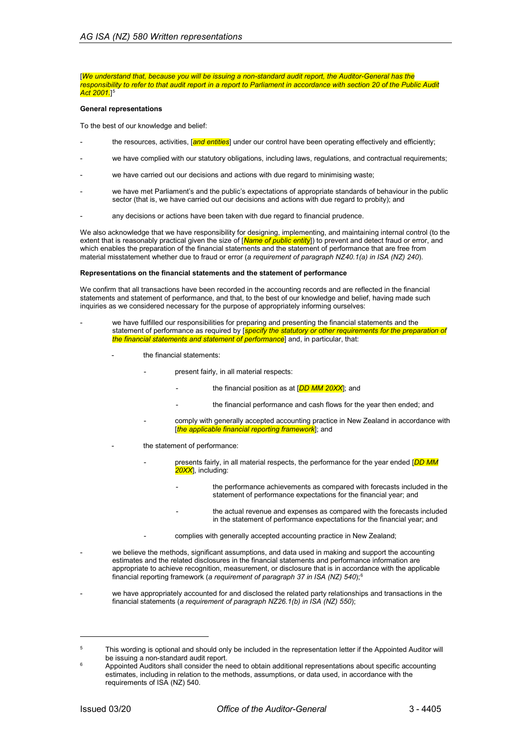[*We understand that, because you will be issuing a non-standard audit report, the Auditor-General has the responsibility to refer to that audit report in a report to Parliament in accordance with section 20 of the Public Audit Act 2001.*][5]

**General representations**

To the best of our knowledge and belief:

- the resources, activities, [*and entities*] under our control have been operating effectively and efficiently;
- we have complied with our statutory obligations, including laws, regulations, and contractual requirements;
- we have carried out our decisions and actions with due regard to minimising waste;
- we have met Parliament's and the public's expectations of appropriate standards of behaviour in the public sector (that is, we have carried out our decisions and actions with due regard to probity); and
- any decisions or actions have been taken with due regard to financial prudence.

We also acknowledge that we have responsibility for designing, implementing, and maintaining internal control (to the extent that is reasonably practical given the size of [*Name of public entity*]) to prevent and detect fraud or error, and which enables the preparation of the financial statements and the statement of performance that are free from material misstatement whether due to fraud or error (*a requirement of paragraph NZ40.1(a) in ISA (NZ) 240*).

**Representations on the financial statements and the statement of performance**

We confirm that all transactions have been recorded in the accounting records and are reflected in the financial statements and statement of performance, and that, to the best of our knowledge and belief, having made such inquiries as we considered necessary for the purpose of appropriately informing ourselves:

- we have fulfilled our responsibilities for preparing and presenting the financial statements and the statement of performance as required by [*specify the statutory or other requirements for the preparation of the financial statements and statement of performance*] and, in particular, that:
  - the financial statements:
    - present fairly, in all material respects:
      - the financial position as at [*DD MM 20XX*]; and
      - the financial performance and cash flows for the year then ended; and
    - comply with generally accepted accounting practice in New Zealand in accordance with [*the applicable financial reporting framework*]; and
  - the statement of performance:
    - presents fairly, in all material respects, the performance for the year ended [*DD MM 20XX*], including:
      - the performance achievements as compared with forecasts included in the statement of performance expectations for the financial year; and
      - the actual revenue and expenses as compared with the forecasts included in the statement of performance expectations for the financial year; and
    - complies with generally accepted accounting practice in New Zealand;
- we believe the methods, significant assumptions, and data used in making and support the accounting estimates and the related disclosures in the financial statements and performance information are appropriate to achieve recognition, measurement, or disclosure that is in accordance with the applicable financial reporting framework (*a requirement of paragraph 37 in ISA (NZ) 540*);[6]
- we have appropriately accounted for and disclosed the related party relationships and transactions in the financial statements (*a requirement of paragraph NZ26.1(b) in ISA (NZ) 550*);

---

[5] This wording is optional and should only be included in the representation letter if the Appointed Auditor will be issuing a non-standard audit report.

[6] Appointed Auditors shall consider the need to obtain additional representations about specific accounting estimates, including in relation to the methods, assumptions, or data used, in accordance with the requirements of ISA (NZ) 540.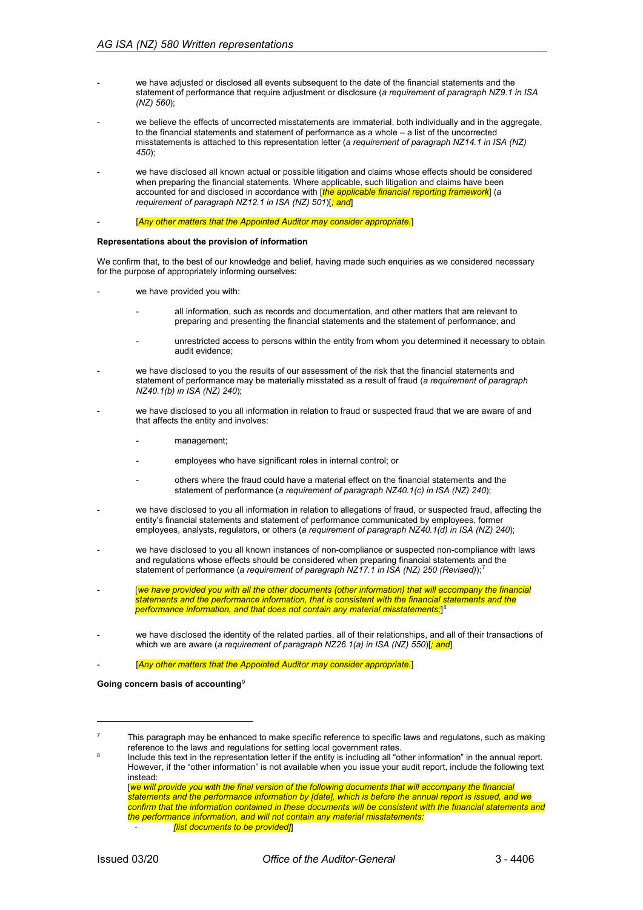- we have adjusted or disclosed all events subsequent to the date of the financial statements and the statement of performance that require adjustment or disclosure (*a requirement of paragraph NZ9.1 in ISA (NZ) 560*);

- we believe the effects of uncorrected misstatements are immaterial, both individually and in the aggregate, to the financial statements and statement of performance as a whole – a list of the uncorrected misstatements is attached to this representation letter (*a requirement of paragraph NZ14.1 in ISA (NZ) 450*);

- we have disclosed all known actual or possible litigation and claims whose effects should be considered when preparing the financial statements. Where applicable, such litigation and claims have been accounted for and disclosed in accordance with [*the applicable financial reporting framework*] (*a requirement of paragraph NZ12.1 in ISA (NZ) 501*)[*; and*]

- [*Any other matters that the Appointed Auditor may consider appropriate.*]

**Representations about the provision of information**

We confirm that, to the best of our knowledge and belief, having made such enquiries as we considered necessary for the purpose of appropriately informing ourselves:

- we have provided you with:
  - all information, such as records and documentation, and other matters that are relevant to preparing and presenting the financial statements and the statement of performance; and
  - unrestricted access to persons within the entity from whom you determined it necessary to obtain audit evidence;

- we have disclosed to you the results of our assessment of the risk that the financial statements and statement of performance may be materially misstated as a result of fraud (*a requirement of paragraph NZ40.1(b) in ISA (NZ) 240*);

- we have disclosed to you all information in relation to fraud or suspected fraud that we are aware of and that affects the entity and involves:
  - management;
  - employees who have significant roles in internal control; or
  - others where the fraud could have a material effect on the financial statements and the statement of performance (*a requirement of paragraph NZ40.1(c) in ISA (NZ) 240*);

- we have disclosed to you all information in relation to allegations of fraud, or suspected fraud, affecting the entity's financial statements and statement of performance communicated by employees, former employees, analysts, regulators, or others (*a requirement of paragraph NZ40.1(d) in ISA (NZ) 240*);

- we have disclosed to you all known instances of non-compliance or suspected non-compliance with laws and regulations whose effects should be considered when preparing financial statements and the statement of performance (*a requirement of paragraph NZ17.1 in ISA (NZ) 250 (Revised)*);[7]

- [*we have provided you with all the other documents (other information) that will accompany the financial statements and the performance information, that is consistent with the financial statements and the performance information, and that does not contain any material misstatements;*][8]

- we have disclosed the identity of the related parties, all of their relationships, and all of their transactions of which we are aware (*a requirement of paragraph NZ26.1(a) in ISA (NZ) 550*)[*; and*]

- [*Any other matters that the Appointed Auditor may consider appropriate.*]

**Going concern basis of accounting**[9]

---

[7] This paragraph may be enhanced to make specific reference to specific laws and regulatons, such as making reference to the laws and regulations for setting local government rates.

[8] Include this text in the representation letter if the entity is including all "other information" in the annual report. However, if the "other information" is not available when you issue your audit report, include the following text instead:
[*we will provide you with the final version of the following documents that will accompany the financial statements and the performance information by [date], which is before the annual report is issued, and we confirm that the information contained in these documents will be consistent with the financial statements and the performance information, and will not contain any material misstatements:*
- *[list documents to be provided]*]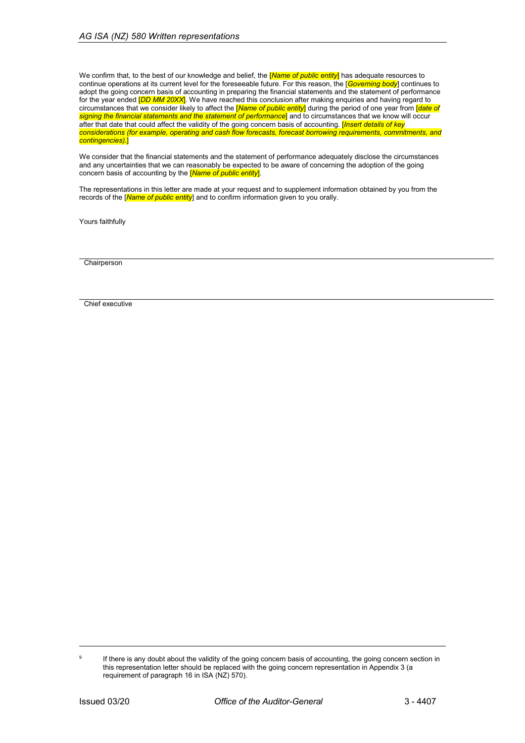We confirm that, to the best of our knowledge and belief, the [*Name of public entity*] has adequate resources to continue operations at its current level for the foreseeable future. For this reason, the [*Governing body*] continues to adopt the going concern basis of accounting in preparing the financial statements and the statement of performance for the year ended [*DD MM 20XX*]. We have reached this conclusion after making enquiries and having regard to circumstances that we consider likely to affect the [*Name of public entity*] during the period of one year from [*date of signing the financial statements and the statement of performance*] and to circumstances that we know will occur after that date that could affect the validity of the going concern basis of accounting. [*Insert details of key considerations (for example, operating and cash flow forecasts, forecast borrowing requirements, commitments, and contingencies).*]

We consider that the financial statements and the statement of performance adequately disclose the circumstances and any uncertainties that we can reasonably be expected to be aware of concerning the adoption of the going concern basis of accounting by the [*Name of public entity*].

The representations in this letter are made at your request and to supplement information obtained by you from the records of the [*Name of public entity*] and to confirm information given to you orally.

Yours faithfully

\_\_\_\_\_\_\_\_\_\_\_\_\_\_\_\_\_\_\_\_\_\_\_\_\_\_\_\_\_\_\_\_\_\_\_\_\_\_\_\_

Chairperson

\_\_\_\_\_\_\_\_\_\_\_\_\_\_\_\_\_\_\_\_\_\_\_\_\_\_\_\_\_\_\_\_\_\_\_\_\_\_\_\_

Chief executive

---

[9] If there is any doubt about the validity of the going concern basis of accounting, the going concern section in this representation letter should be replaced with the going concern representation in Appendix 3 (a requirement of paragraph 16 in ISA (NZ) 570).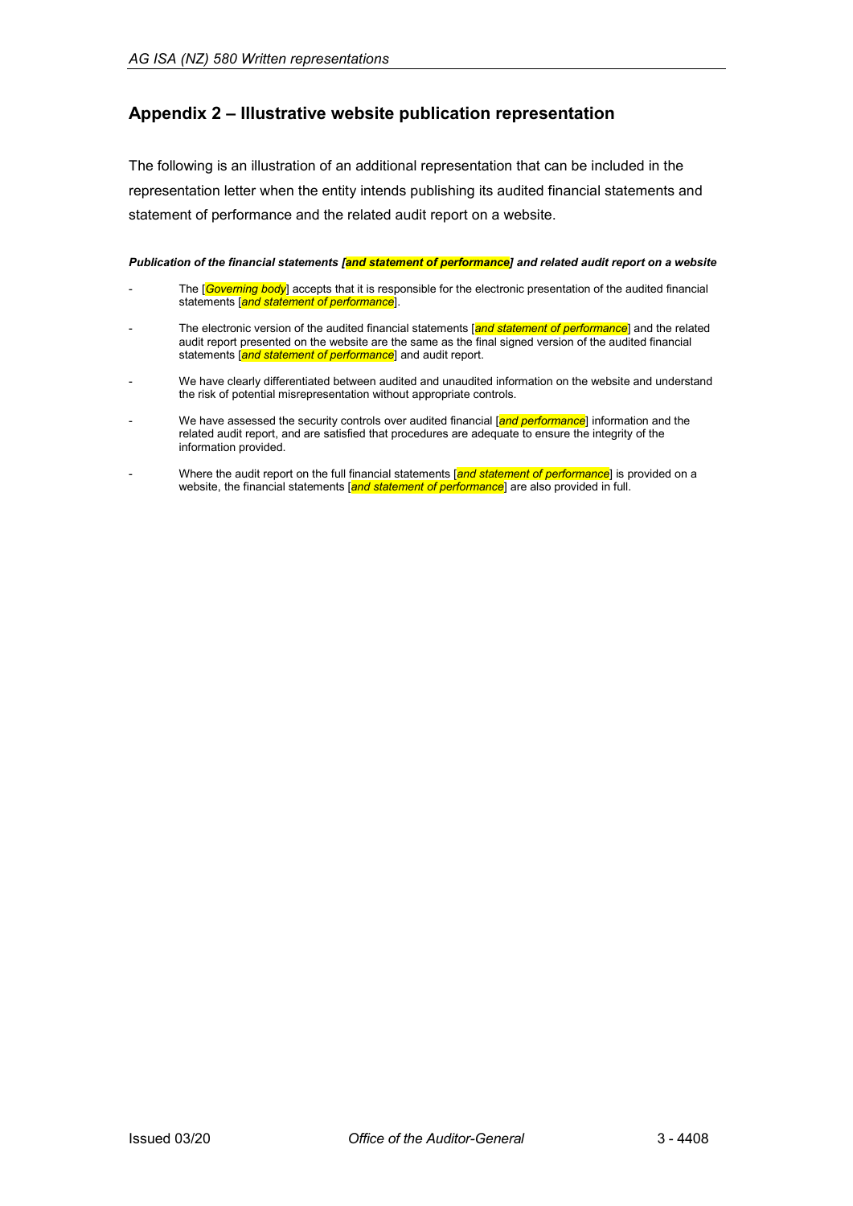## Appendix 2 – Illustrative website publication representation

The following is an illustration of an additional representation that can be included in the representation letter when the entity intends publishing its audited financial statements and statement of performance and the related audit report on a website.

***Publication of the financial statements [and statement of performance] and related audit report on a website***

- The [*Governing body*] accepts that it is responsible for the electronic presentation of the audited financial statements [*and statement of performance*].
- The electronic version of the audited financial statements [*and statement of performance*] and the related audit report presented on the website are the same as the final signed version of the audited financial statements [*and statement of performance*] and audit report.
- We have clearly differentiated between audited and unaudited information on the website and understand the risk of potential misrepresentation without appropriate controls.
- We have assessed the security controls over audited financial [*and performance*] information and the related audit report, and are satisfied that procedures are adequate to ensure the integrity of the information provided.
- Where the audit report on the full financial statements [*and statement of performance*] is provided on a website, the financial statements [*and statement of performance*] are also provided in full.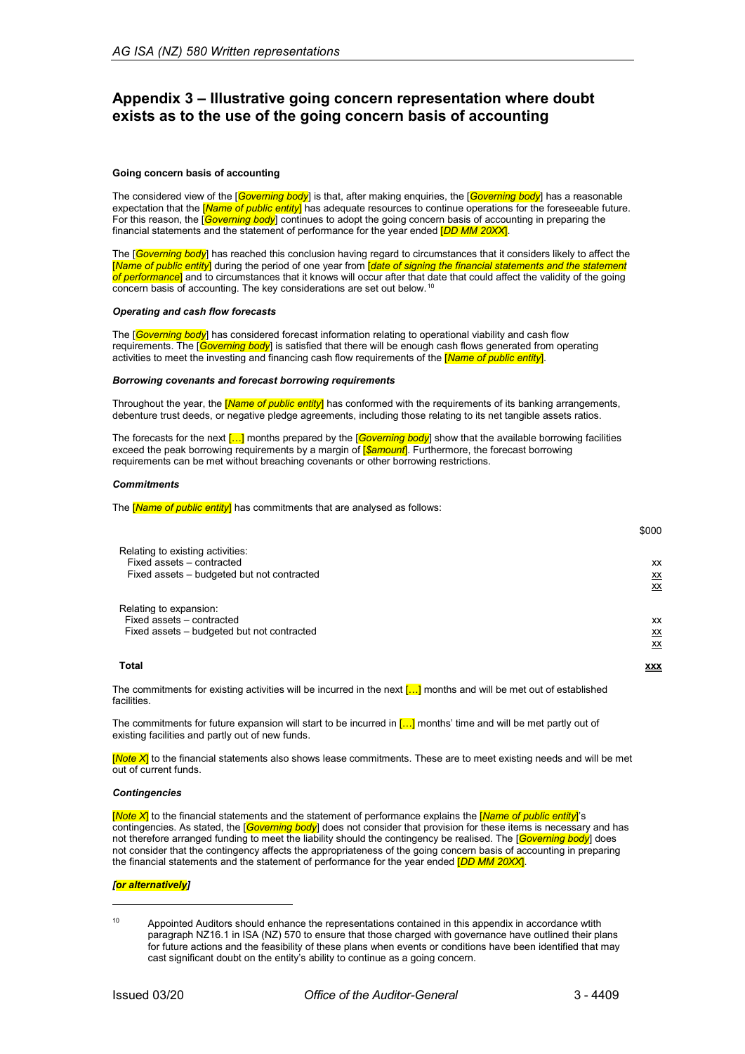## Appendix 3 – Illustrative going concern representation where doubt exists as to the use of the going concern basis of accounting

**Going concern basis of accounting**

The considered view of the [*Governing body*] is that, after making enquiries, the [*Governing body*] has a reasonable expectation that the [*Name of public entity*] has adequate resources to continue operations for the foreseeable future. For this reason, the [*Governing body*] continues to adopt the going concern basis of accounting in preparing the financial statements and the statement of performance for the year ended [*DD MM 20XX*].

The [*Governing body*] has reached this conclusion having regard to circumstances that it considers likely to affect the [*Name of public entity*] during the period of one year from [*date of signing the financial statements and the statement of performance*] and to circumstances that it knows will occur after that date that could affect the validity of the going concern basis of accounting. The key considerations are set out below.[10]

***Operating and cash flow forecasts***

The [*Governing body*] has considered forecast information relating to operational viability and cash flow requirements. The [*Governing body*] is satisfied that there will be enough cash flows generated from operating activities to meet the investing and financing cash flow requirements of the [*Name of public entity*].

***Borrowing covenants and forecast borrowing requirements***

Throughout the year, the [*Name of public entity*] has conformed with the requirements of its banking arrangements, debenture trust deeds, or negative pledge agreements, including those relating to its net tangible assets ratios.

The forecasts for the next […] months prepared by the [*Governing body*] show that the available borrowing facilities exceed the peak borrowing requirements by a margin of [*$amount*]. Furthermore, the forecast borrowing requirements can be met without breaching covenants or other borrowing restrictions.

***Commitments***

The [*Name of public entity*] has commitments that are analysed as follows:

| | $000 |
|---|---|
| Relating to existing activities: | |
| Fixed assets – contracted | xx |
| Fixed assets – budgeted but not contracted | xx |
| | xx |
| Relating to expansion: | |
| Fixed assets – contracted | xx |
| Fixed assets – budgeted but not contracted | xx |
| | xx |
| **Total** | **xxx** |

The commitments for existing activities will be incurred in the next […] months and will be met out of established facilities.

The commitments for future expansion will start to be incurred in […] months' time and will be met partly out of existing facilities and partly out of new funds.

[*Note X*] to the financial statements also shows lease commitments. These are to meet existing needs and will be met out of current funds.

***Contingencies***

[*Note X*] to the financial statements and the statement of performance explains the [*Name of public entity*]'s contingencies. As stated, the [*Governing body*] does not consider that provision for these items is necessary and has not therefore arranged funding to meet the liability should the contingency be realised. The [*Governing body*] does not consider that the contingency affects the appropriateness of the going concern basis of accounting in preparing the financial statements and the statement of performance for the year ended [*DD MM 20XX*].

***[or alternatively]***

---

[10] Appointed Auditors should enhance the representations contained in this appendix in accordance wtith paragraph NZ16.1 in ISA (NZ) 570 to ensure that those charged with governance have outlined their plans for future actions and the feasibility of these plans when events or conditions have been identified that may cast significant doubt on the entity's ability to continue as a going concern.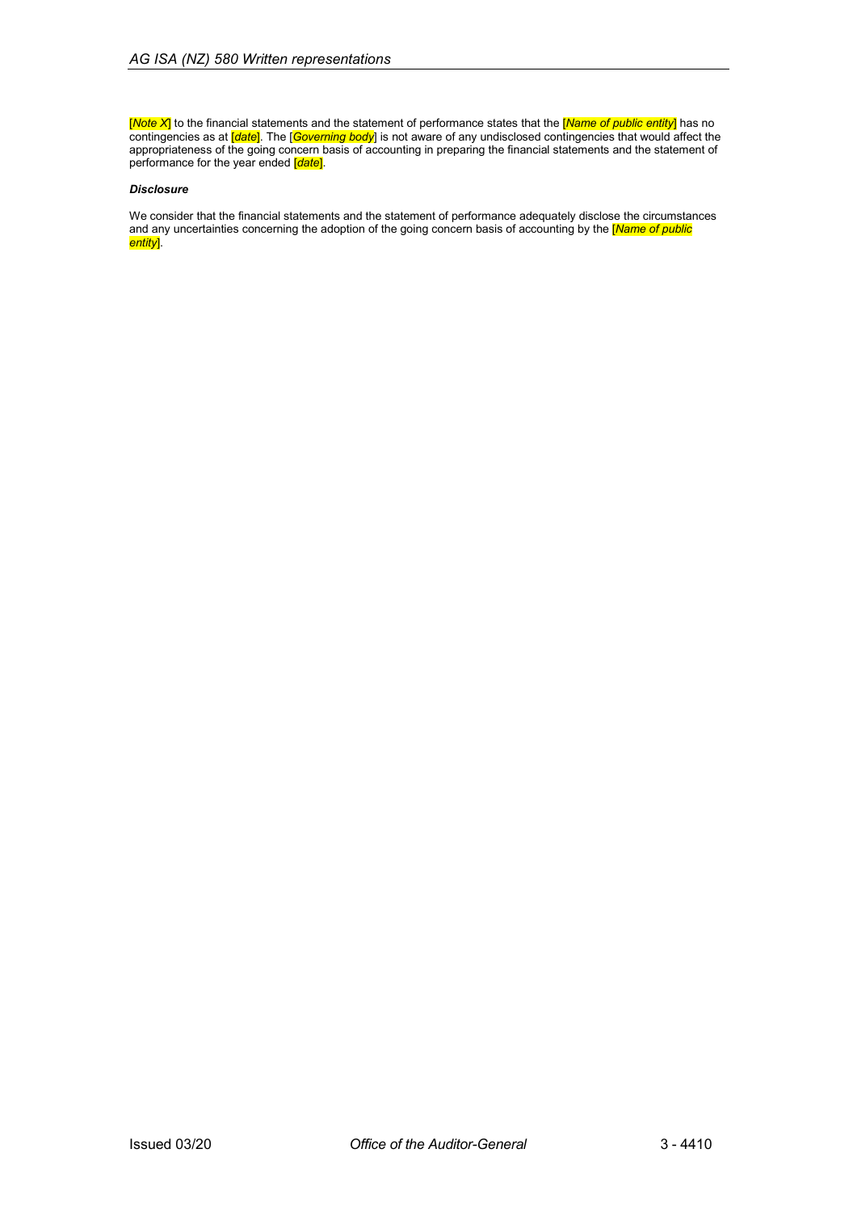[*Note X*] to the financial statements and the statement of performance states that the [*Name of public entity*] has no contingencies as at [*date*]. The [*Governing body*] is not aware of any undisclosed contingencies that would affect the appropriateness of the going concern basis of accounting in preparing the financial statements and the statement of performance for the year ended [*date*].

***Disclosure***

We consider that the financial statements and the statement of performance adequately disclose the circumstances and any uncertainties concerning the adoption of the going concern basis of accounting by the [*Name of public entity*].